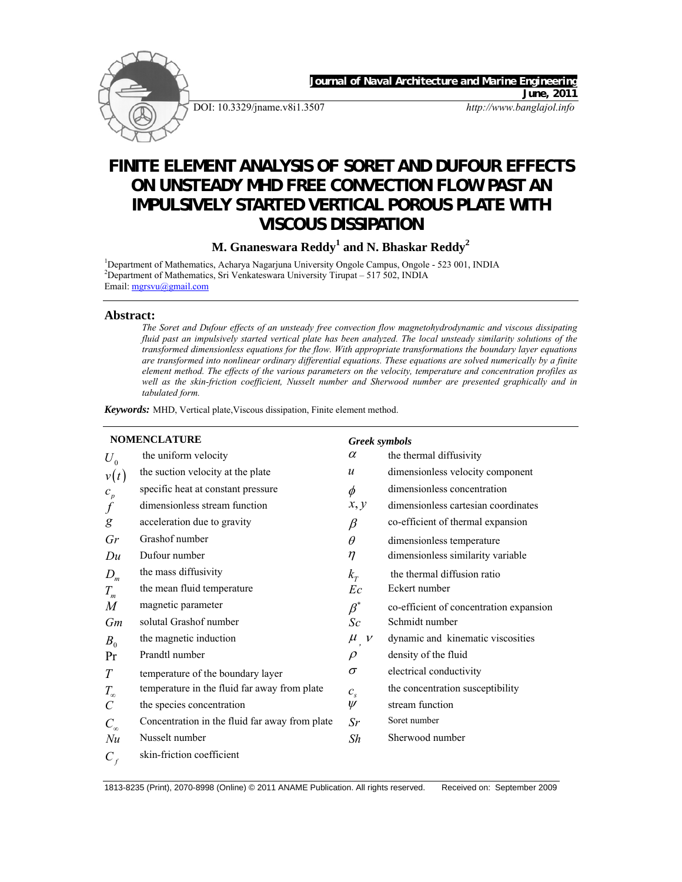Journal of Naval Architecture and Marine Engineering

June, 2011

DOI: 10.3329/jname.v8i1.3507

http://www.banglajol.info

# FINITE ELEMENT ANALYSIS OF SORET AND DUFOUR EFFECTS ON UNSTEADY MHD FREE CONVECTION FLOW PAST AN IMPULSIVELY STARTED VERTICAL POROUS PLATE WITH VISCOUS DISSIPATION

**M. Gnaneswara Reddy[1] and N. Bhaskar Reddy[2]**

[1]Department of Mathematics, Acharya Nagarjuna University Ongole Campus, Ongole - 523 001, INDIA
[2]Department of Mathematics, Sri Venkateswara University Tirupat – 517 502, INDIA
Email: mgrsvu@gmail.com

## Abstract:

*The Soret and Dufour effects of an unsteady free convection flow magnetohydrodynamic and viscous dissipating fluid past an impulsively started vertical plate has been analyzed. The local unsteady similarity solutions of the transformed dimensionless equations for the flow. With appropriate transformations the boundary layer equations are transformed into nonlinear ordinary differential equations. These equations are solved numerically by a finite element method. The effects of the various parameters on the velocity, temperature and concentration profiles as well as the skin-friction coefficient, Nusselt number and Sherwood number are presented graphically and in tabulated form.*

***Keywords:*** MHD, Vertical plate, Viscous dissipation, Finite element method.

## NOMENCLATURE

| | |
|---|---|
| $U_0$ | the uniform velocity |
| $v(t)$ | the suction velocity at the plate |
| $c_p$ | specific heat at constant pressure |
| $f$ | dimensionless stream function |
| $g$ | acceleration due to gravity |
| $Gr$ | Grashof number |
| $Du$ | Dufour number |
| $D_m$ | the mass diffusivity |
| $T_m$ | the mean fluid temperature |
| $M$ | magnetic parameter |
| $Gm$ | solutal Grashof number |
| $B_0$ | the magnetic induction |
| $\Pr$ | Prandtl number |
| $T$ | temperature of the boundary layer |
| $T_\infty$ | temperature in the fluid far away from plate |
| $C$ | the species concentration |
| $C_\infty$ | Concentration in the fluid far away from plate |
| $Nu$ | Nusselt number |
| $C_f$ | skin-friction coefficient |

### *Greek symbols*

| | |
|---|---|
| $\alpha$ | the thermal diffusivity |
| $u$ | dimensionless velocity component |
| $\phi$ | dimensionless concentration |
| $x, y$ | dimensionless cartesian coordinates |
| $\beta$ | co-efficient of thermal expansion |
| $\theta$ | dimensionless temperature |
| $\eta$ | dimensionless similarity variable |
| $k_T$ | the thermal diffusion ratio |
| $Ec$ | Eckert number |
| $\beta^*$ | co-efficient of concentration expansion |
| $Sc$ | Schmidt number |
| $\mu$, $\nu$ | dynamic and kinematic viscosities |
| $\rho$ | density of the fluid |
| $\sigma$ | electrical conductivity |
| $c_s$ | the concentration susceptibility |
| $\psi$ | stream function |
| $Sr$ | Soret number |
| $Sh$ | Sherwood number |

1813-8235 (Print), 2070-8998 (Online) © 2011 ANAME Publication. All rights reserved. Received on: September 2009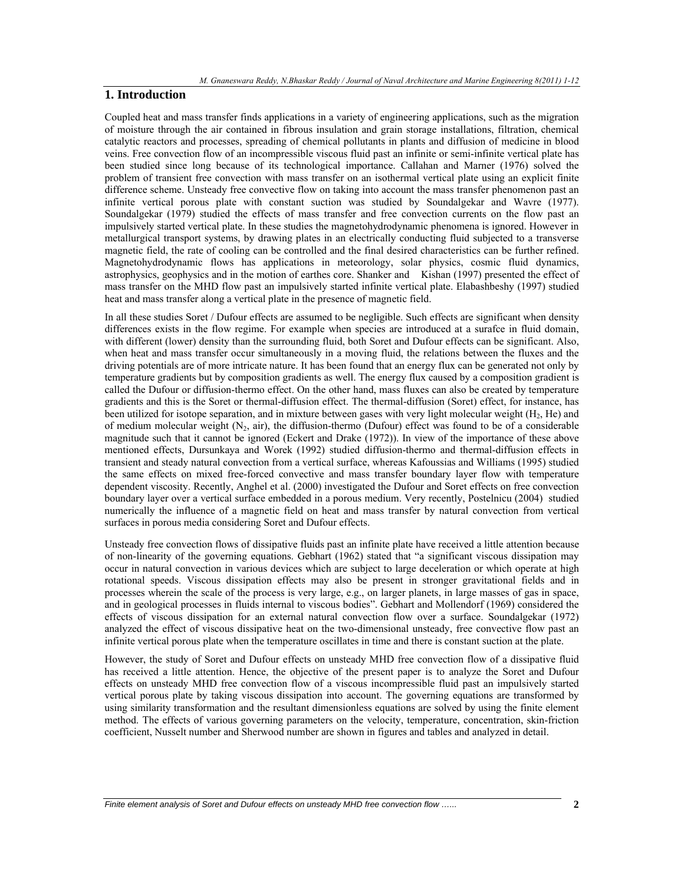# 1. Introduction

Coupled heat and mass transfer finds applications in a variety of engineering applications, such as the migration of moisture through the air contained in fibrous insulation and grain storage installations, filtration, chemical catalytic reactors and processes, spreading of chemical pollutants in plants and diffusion of medicine in blood veins. Free convection flow of an incompressible viscous fluid past an infinite or semi-infinite vertical plate has been studied since long because of its technological importance. Callahan and Marner (1976) solved the problem of transient free convection with mass transfer on an isothermal vertical plate using an explicit finite difference scheme. Unsteady free convective flow on taking into account the mass transfer phenomenon past an infinite vertical porous plate with constant suction was studied by Soundalgekar and Wavre (1977). Soundalgekar (1979) studied the effects of mass transfer and free convection currents on the flow past an impulsively started vertical plate. In these studies the magnetohydrodynamic phenomena is ignored. However in metallurgical transport systems, by drawing plates in an electrically conducting fluid subjected to a transverse magnetic field, the rate of cooling can be controlled and the final desired characteristics can be further refined. Magnetohydrodynamic flows has applications in meteorology, solar physics, cosmic fluid dynamics, astrophysics, geophysics and in the motion of earthes core. Shanker and Kishan (1997) presented the effect of mass transfer on the MHD flow past an impulsively started infinite vertical plate. Elabashbeshy (1997) studied heat and mass transfer along a vertical plate in the presence of magnetic field.

In all these studies Soret / Dufour effects are assumed to be negligible. Such effects are significant when density differences exists in the flow regime. For example when species are introduced at a surafce in fluid domain, with different (lower) density than the surrounding fluid, both Soret and Dufour effects can be significant. Also, when heat and mass transfer occur simultaneously in a moving fluid, the relations between the fluxes and the driving potentials are of more intricate nature. It has been found that an energy flux can be generated not only by temperature gradients but by composition gradients as well. The energy flux caused by a composition gradient is called the Dufour or diffusion-thermo effect. On the other hand, mass fluxes can also be created by temperature gradients and this is the Soret or thermal-diffusion effect. The thermal-diffusion (Soret) effect, for instance, has been utilized for isotope separation, and in mixture between gases with very light molecular weight ($H_2$, He) and of medium molecular weight ($N_2$, air), the diffusion-thermo (Dufour) effect was found to be of a considerable magnitude such that it cannot be ignored (Eckert and Drake (1972)). In view of the importance of these above mentioned effects, Dursunkaya and Worek (1992) studied diffusion-thermo and thermal-diffusion effects in transient and steady natural convection from a vertical surface, whereas Kafoussias and Williams (1995) studied the same effects on mixed free-forced convective and mass transfer boundary layer flow with temperature dependent viscosity. Recently, Anghel et al. (2000) investigated the Dufour and Soret effects on free convection boundary layer over a vertical surface embedded in a porous medium. Very recently, Postelnicu (2004) studied numerically the influence of a magnetic field on heat and mass transfer by natural convection from vertical surfaces in porous media considering Soret and Dufour effects.

Unsteady free convection flows of dissipative fluids past an infinite plate have received a little attention because of non-linearity of the governing equations. Gebhart (1962) stated that "a significant viscous dissipation may occur in natural convection in various devices which are subject to large deceleration or which operate at high rotational speeds. Viscous dissipation effects may also be present in stronger gravitational fields and in processes wherein the scale of the process is very large, e.g., on larger planets, in large masses of gas in space, and in geological processes in fluids internal to viscous bodies". Gebhart and Mollendorf (1969) considered the effects of viscous dissipation for an external natural convection flow over a surface. Soundalgekar (1972) analyzed the effect of viscous dissipative heat on the two-dimensional unsteady, free convective flow past an infinite vertical porous plate when the temperature oscillates in time and there is constant suction at the plate.

However, the study of Soret and Dufour effects on unsteady MHD free convection flow of a dissipative fluid has received a little attention. Hence, the objective of the present paper is to analyze the Soret and Dufour effects on unsteady MHD free convection flow of a viscous incompressible fluid past an impulsively started vertical porous plate by taking viscous dissipation into account. The governing equations are transformed by using similarity transformation and the resultant dimensionless equations are solved by using the finite element method. The effects of various governing parameters on the velocity, temperature, concentration, skin-friction coefficient, Nusselt number and Sherwood number are shown in figures and tables and analyzed in detail.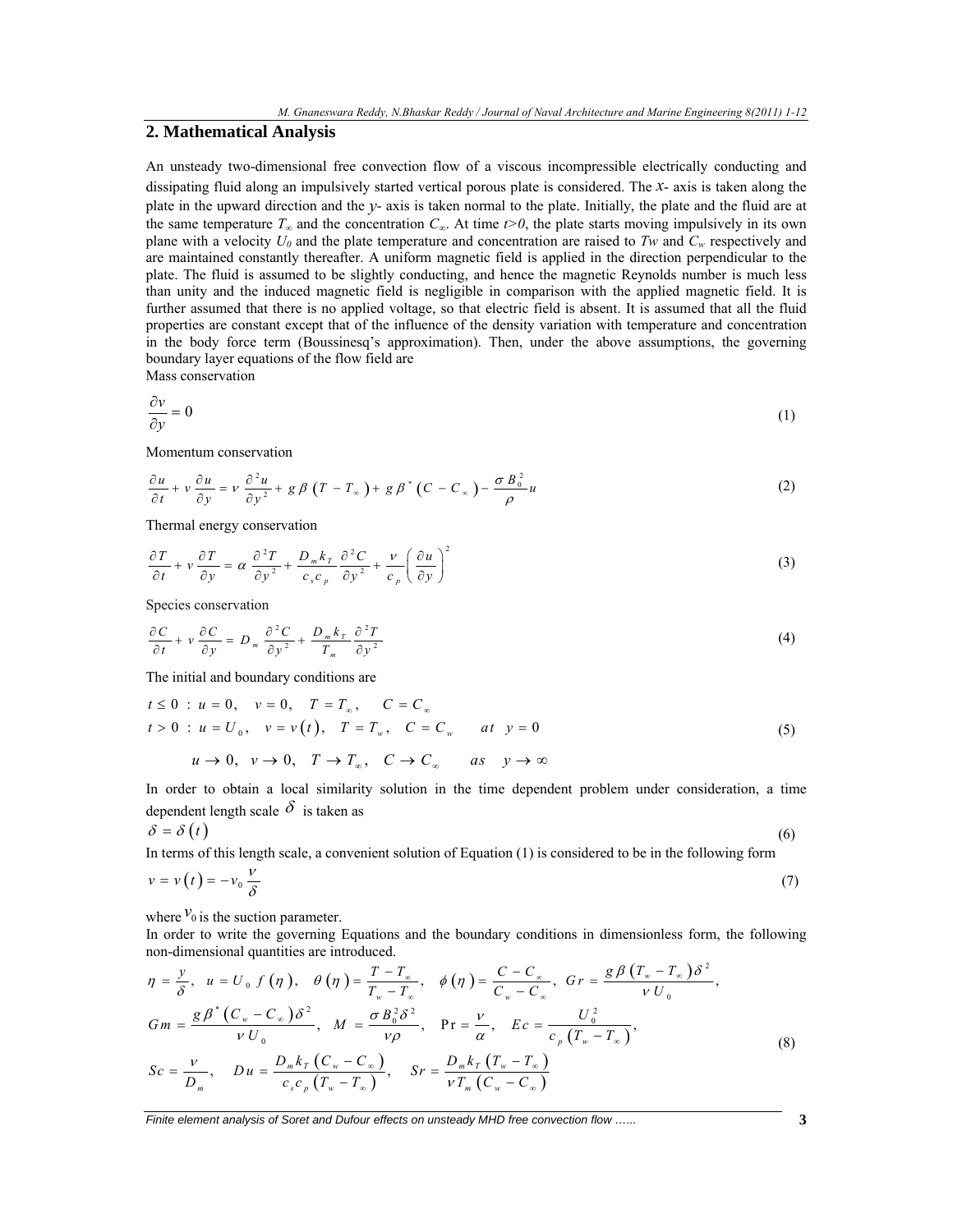## 2. Mathematical Analysis

An unsteady two-dimensional free convection flow of a viscous incompressible electrically conducting and dissipating fluid along an impulsively started vertical porous plate is considered. The $x$- axis is taken along the plate in the upward direction and the $y$- axis is taken normal to the plate. Initially, the plate and the fluid are at the same temperature $T_\infty$ and the concentration $C_\infty$. At time $t>0$, the plate starts moving impulsively in its own plane with a velocity $U_0$ and the plate temperature and concentration are raised to $Tw$ and $C_w$ respectively and are maintained constantly thereafter. A uniform magnetic field is applied in the direction perpendicular to the plate. The fluid is assumed to be slightly conducting, and hence the magnetic Reynolds number is much less than unity and the induced magnetic field is negligible in comparison with the applied magnetic field. It is further assumed that there is no applied voltage, so that electric field is absent. It is assumed that all the fluid properties are constant except that of the influence of the density variation with temperature and concentration in the body force term (Boussinesq's approximation). Then, under the above assumptions, the governing boundary layer equations of the flow field are

Mass conservation

$$\frac{\partial v}{\partial y} = 0 \tag{1}$$

Momentum conservation

$$\frac{\partial u}{\partial t} + v\frac{\partial u}{\partial y} = \nu\frac{\partial^2 u}{\partial y^2} + g\beta\left(T - T_\infty\right) + g\beta^*\left(C - C_\infty\right) - \frac{\sigma B_0^2}{\rho}u \tag{2}$$

Thermal energy conservation

$$\frac{\partial T}{\partial t} + v\frac{\partial T}{\partial y} = \alpha\frac{\partial^2 T}{\partial y^2} + \frac{D_m k_T}{c_s c_p}\frac{\partial^2 C}{\partial y^2} + \frac{\nu}{c_p}\left(\frac{\partial u}{\partial y}\right)^2 \tag{3}$$

Species conservation

$$\frac{\partial C}{\partial t} + v\frac{\partial C}{\partial y} = D_m\frac{\partial^2 C}{\partial y^2} + \frac{D_m k_T}{T_m}\frac{\partial^2 T}{\partial y^2} \tag{4}$$

The initial and boundary conditions are

$$\begin{aligned}
&t \le 0 \;:\; u = 0,\quad v = 0,\quad T = T_\infty,\quad C = C_\infty \\
&t > 0 \;:\; u = U_0,\quad v = v(t),\quad T = T_w,\quad C = C_w \quad at \quad y = 0 \\
&\qquad u \to 0,\quad v \to 0,\quad T \to T_\infty,\quad C \to C_\infty \quad as \quad y \to \infty
\end{aligned} \tag{5}$$

In order to obtain a local similarity solution in the time dependent problem under consideration, a time dependent length scale $\delta$ is taken as

$$\delta = \delta(t) \tag{6}$$

In terms of this length scale, a convenient solution of Equation (1) is considered to be in the following form

$$v = v(t) = -v_0\frac{\nu}{\delta} \tag{7}$$

where $v_0$ is the suction parameter.

In order to write the governing Equations and the boundary conditions in dimensionless form, the following non-dimensional quantities are introduced.

$$\begin{aligned}
&\eta = \frac{y}{\delta},\quad u = U_0 f(\eta),\quad \theta(\eta) = \frac{T - T_\infty}{T_w - T_\infty},\quad \phi(\eta) = \frac{C - C_\infty}{C_w - C_\infty},\quad Gr = \frac{g\beta\left(T_w - T_\infty\right)\delta^2}{\nu U_0}, \\
&Gm = \frac{g\beta^*\left(C_w - C_\infty\right)\delta^2}{\nu U_0},\quad M = \frac{\sigma B_0^2\delta^2}{\nu\rho},\quad \Pr = \frac{\nu}{\alpha},\quad Ec = \frac{U_0^2}{c_p\left(T_w - T_\infty\right)}, \\
&Sc = \frac{\nu}{D_m},\quad Du = \frac{D_m k_T\left(C_w - C_\infty\right)}{c_s c_p\left(T_w - T_\infty\right)},\quad Sr = \frac{D_m k_T\left(T_w - T_\infty\right)}{\nu T_m\left(C_w - C_\infty\right)}
\end{aligned} \tag{8}$$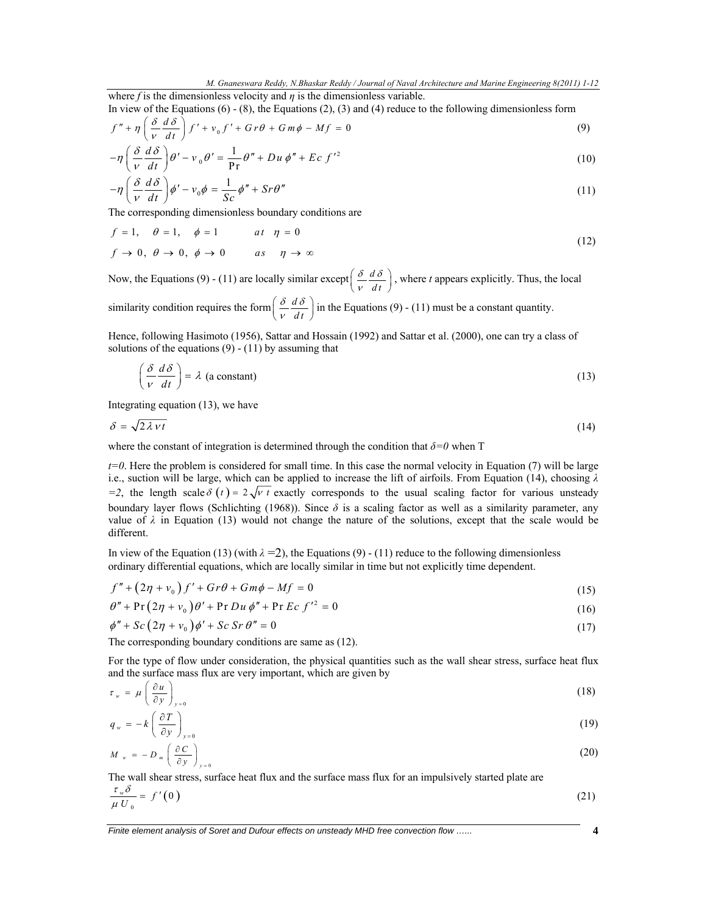where $f$ is the dimensionless velocity and $\eta$ is the dimensionless variable.

In view of the Equations (6) - (8), the Equations (2), (3) and (4) reduce to the following dimensionless form

$$f'' + \eta\left(\frac{\delta}{\nu}\frac{d\delta}{dt}\right)f' + v_0 f' + Gr\theta + Gm\phi - Mf = 0 \tag{9}$$

$$-\eta\left(\frac{\delta}{\nu}\frac{d\delta}{dt}\right)\theta' - v_0\theta' = \frac{1}{\Pr}\theta'' + Du\,\phi'' + Ec\,f'^2 \tag{10}$$

$$-\eta\left(\frac{\delta}{\nu}\frac{d\delta}{dt}\right)\phi' - v_0\phi = \frac{1}{Sc}\phi'' + Sr\theta'' \tag{11}$$

The corresponding dimensionless boundary conditions are

$$\begin{aligned} &f = 1, \quad \theta = 1, \quad \phi = 1 \qquad at \quad \eta = 0 \\ &f \to 0, \ \theta \to 0, \ \phi \to 0 \qquad as \quad \eta \to \infty \end{aligned} \tag{12}$$

Now, the Equations (9) - (11) are locally similar except $\left(\frac{\delta}{\nu}\frac{d\delta}{dt}\right)$, where $t$ appears explicitly. Thus, the local similarity condition requires the form $\left(\frac{\delta}{\nu}\frac{d\delta}{dt}\right)$ in the Equations (9) - (11) must be a constant quantity.

Hence, following Hasimoto (1956), Sattar and Hossain (1992) and Sattar et al. (2000), one can try a class of solutions of the equations (9) - (11) by assuming that

$$\left(\frac{\delta}{\nu}\frac{d\delta}{dt}\right) = \lambda \text{ (a constant)} \tag{13}$$

Integrating equation (13), we have

$$\delta = \sqrt{2\lambda\nu t} \tag{14}$$

where the constant of integration is determined through the condition that $\delta=0$ when T

$t=0$. Here the problem is considered for small time. In this case the normal velocity in Equation (7) will be large i.e., suction will be large, which can be applied to increase the lift of airfoils. From Equation (14), choosing $\lambda=2$, the length scale $\delta(t) = 2\sqrt{\nu t}$ exactly corresponds to the usual scaling factor for various unsteady boundary layer flows (Schlichting (1968)). Since $\delta$ is a scaling factor as well as a similarity parameter, any value of $\lambda$ in Equation (13) would not change the nature of the solutions, except that the scale would be different.

In view of the Equation (13) (with $\lambda=2$), the Equations (9) - (11) reduce to the following dimensionless ordinary differential equations, which are locally similar in time but not explicitly time dependent.

$$f'' + (2\eta + v_0)f' + Gr\theta + Gm\phi - Mf = 0 \tag{15}$$

$$\theta'' + \Pr(2\eta + v_0)\theta' + \Pr Du\,\phi'' + \Pr Ec\,f'^2 = 0 \tag{16}$$

$$\phi'' + Sc(2\eta + v_0)\phi' + Sc\,Sr\,\theta'' = 0 \tag{17}$$

The corresponding boundary conditions are same as (12).

For the type of flow under consideration, the physical quantities such as the wall shear stress, surface heat flux and the surface mass flux are very important, which are given by

$$\tau_w = \mu\left(\frac{\partial u}{\partial y}\right)_{y=0} \tag{18}$$

$$q_w = -k\left(\frac{\partial T}{\partial y}\right)_{y=0} \tag{19}$$

$$M_w = -D_m\left(\frac{\partial C}{\partial y}\right)_{y=0} \tag{20}$$

The wall shear stress, surface heat flux and the surface mass flux for an impulsively started plate are

$$\frac{\tau_w\delta}{\mu U_0} = f'(0) \tag{21}$$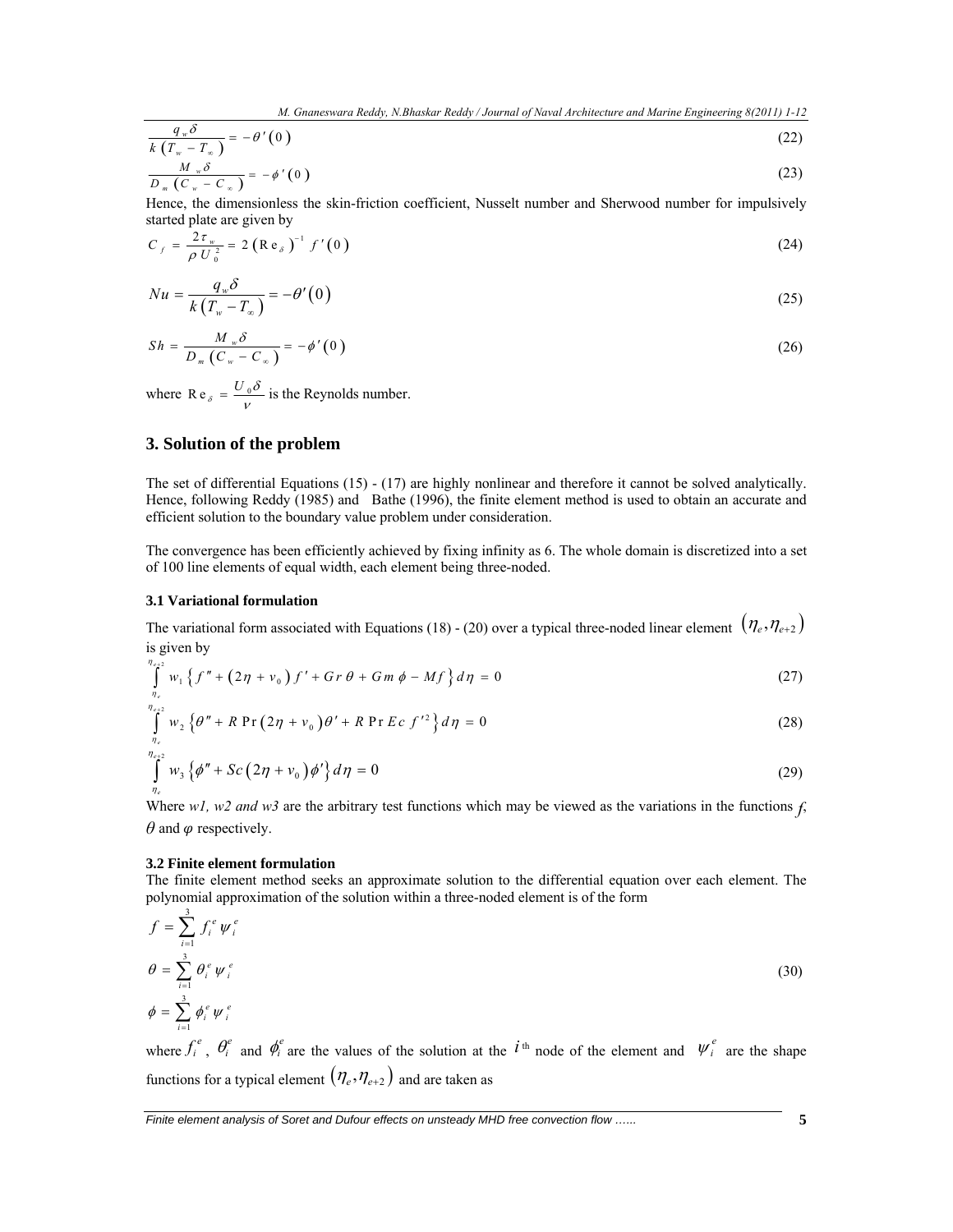$$\frac{q_w \delta}{k\left(T_w - T_\infty\right)} = -\theta'(0) \tag{22}$$

$$\frac{M_w \delta}{D_m\left(C_w - C_\infty\right)} = -\phi'(0) \tag{23}$$

Hence, the dimensionless the skin-friction coefficient, Nusselt number and Sherwood number for impulsively started plate are given by

$$C_f = \frac{2\tau_w}{\rho U_0^2} = 2\left(\mathrm{Re}_\delta\right)^{-1} f'(0) \tag{24}$$

$$Nu = \frac{q_w \delta}{k\left(T_w - T_\infty\right)} = -\theta'(0) \tag{25}$$

$$Sh = \frac{M_w \delta}{D_m\left(C_w - C_\infty\right)} = -\phi'(0) \tag{26}$$

where $\mathrm{Re}_\delta = \frac{U_0 \delta}{\nu}$ is the Reynolds number.

## 3. Solution of the problem

The set of differential Equations (15) - (17) are highly nonlinear and therefore it cannot be solved analytically. Hence, following Reddy (1985) and Bathe (1996), the finite element method is used to obtain an accurate and efficient solution to the boundary value problem under consideration.

The convergence has been efficiently achieved by fixing infinity as 6. The whole domain is discretized into a set of 100 line elements of equal width, each element being three-noded.

### 3.1 Variational formulation

The variational form associated with Equations (18) - (20) over a typical three-noded linear element $\left(\eta_e, \eta_{e+2}\right)$ is given by

$$\int_{\eta_e}^{\eta_{e+2}} w_1 \left\{ f'' + \left(2\eta + v_0\right) f' + Gr\,\theta + Gm\,\phi - Mf \right\} d\eta = 0 \tag{27}$$

$$\int_{\eta_e}^{\eta_{e+2}} w_2 \left\{ \theta'' + R\,\mathrm{Pr}\left(2\eta + v_0\right)\theta' + R\,\mathrm{Pr}\,Ec\,f'^2 \right\} d\eta = 0 \tag{28}$$

$$\int_{\eta_e}^{\eta_{e+2}} w_3 \left\{ \phi'' + Sc\left(2\eta + v_0\right)\phi' \right\} d\eta = 0 \tag{29}$$

Where *w1, w2 and w3* are the arbitrary test functions which may be viewed as the variations in the functions $f$, $\theta$ and $\varphi$ respectively.

### 3.2 Finite element formulation

The finite element method seeks an approximate solution to the differential equation over each element. The polynomial approximation of the solution within a three-noded element is of the form

$$f = \sum_{i=1}^{3} f_i^e \psi_i^e$$

$$\theta = \sum_{i=1}^{3} \theta_i^e \psi_i^e \tag{30}$$

$$\phi = \sum_{i=1}^{3} \phi_i^e \psi_i^e$$

where $f_i^e$, $\theta_i^e$ and $\phi_i^e$ are the values of the solution at the $i^{\text{th}}$ node of the element and $\psi_i^e$ are the shape functions for a typical element $\left(\eta_e, \eta_{e+2}\right)$ and are taken as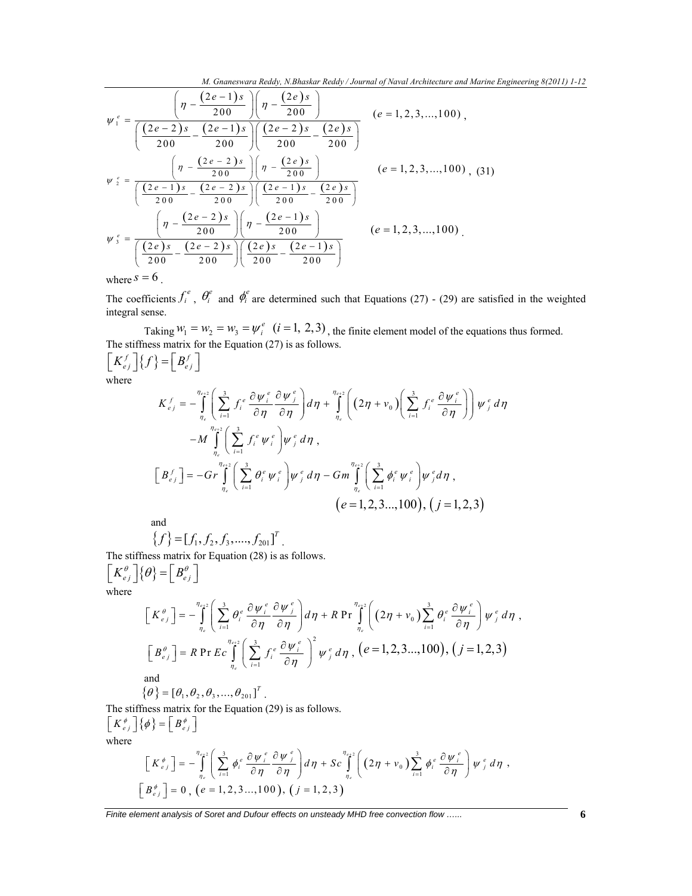$$\psi_1^e = \frac{\left(\eta - \frac{(2e-1)s}{200}\right)\left(\eta - \frac{(2e)s}{200}\right)}{\left(\frac{(2e-2)s}{200} - \frac{(2e-1)s}{200}\right)\left(\frac{(2e-2)s}{200} - \frac{(2e)s}{200}\right)} \quad (e = 1,2,3,...,100),$$

$$\psi_2^e = \frac{\left(\eta - \frac{(2e-2)s}{200}\right)\left(\eta - \frac{(2e)s}{200}\right)}{\left(\frac{(2e-1)s}{200} - \frac{(2e-2)s}{200}\right)\left(\frac{(2e-1)s}{200} - \frac{(2e)s}{200}\right)} \quad (e = 1,2,3,...,100), \quad (31)$$

$$\psi_3^e = \frac{\left(\eta - \frac{(2e-2)s}{200}\right)\left(\eta - \frac{(2e-1)s}{200}\right)}{\left(\frac{(2e)s}{200} - \frac{(2e-2)s}{200}\right)\left(\frac{(2e)s}{200} - \frac{(2e-1)s}{200}\right)} \quad (e = 1,2,3,...,100).$$

where $s = 6$.

The coefficients $f_i^e$, $\theta_i^e$ and $\phi_i^e$ are determined such that Equations (27) - (29) are satisfied in the weighted integral sense.

Taking $w_1 = w_2 = w_3 = \psi_i^e \ (i = 1, 2, 3)$, the finite element model of the equations thus formed. The stiffness matrix for the Equation (27) is as follows.

$$\left[K_{ej}^f\right]\{f\} = \left[B_{ej}^f\right]$$

where

$$K_{ej}^f = -\int_{\eta_e}^{\eta_{e+2}} \left(\sum_{i=1}^{3} f_i^e \frac{\partial \psi_i^e}{\partial \eta} \frac{\partial \psi_j^e}{\partial \eta}\right) d\eta + \int_{\eta_e}^{\eta_{e+2}} \left((2\eta + v_0)\left(\sum_{i=1}^{3} f_i^e \frac{\partial \psi_i^e}{\partial \eta}\right)\right) \psi_j^e \, d\eta$$

$$-M \int_{\eta_e}^{\eta_{e+2}} \left(\sum_{i=1}^{3} f_i^e \psi_i^e\right) \psi_j^e \, d\eta,$$

$$\left[B_{ej}^f\right] = -Gr \int_{\eta_e}^{\eta_{e+2}} \left(\sum_{i=1}^{3} \theta_i^e \psi_i^e\right) \psi_j^e \, d\eta - Gm \int_{\eta_e}^{\eta_{e+2}} \left(\sum_{i=1}^{3} \phi_i^e \psi_i^e\right) \psi_j^e d\eta,$$

$$(e = 1,2,3...,100), \ (j = 1,2,3)$$

and

$$\{f\} = [f_1, f_2, f_3, ...., f_{201}]^T.$$

The stiffness matrix for Equation (28) is as follows.

$$\left[K_{ej}^\theta\right]\{\theta\} = \left[B_{ej}^\theta\right]$$

where

$$\left[K_{ej}^\theta\right] = -\int_{\eta_e}^{\eta_{e+2}} \left(\sum_{i=1}^{3} \theta_i^e \frac{\partial \psi_i^e}{\partial \eta} \frac{\partial \psi_j^e}{\partial \eta}\right) d\eta + R \Pr \int_{\eta_e}^{\eta_{e+2}} \left((2\eta + v_0) \sum_{i=1}^{3} \theta_i^e \frac{\partial \psi_i^e}{\partial \eta}\right) \psi_j^e \, d\eta,$$

$$\left[B_{ej}^\theta\right] = R \Pr Ec \int_{\eta_e}^{\eta_{e+2}} \left(\sum_{i=1}^{3} f_i^e \frac{\partial \psi_i^e}{\partial \eta}\right)^2 \psi_j^e \, d\eta, \ (e = 1,2,3...,100), \ (j = 1,2,3)$$

and

$$\{\theta\} = [\theta_1, \theta_2, \theta_3, ..., \theta_{201}]^T.$$

The stiffness matrix for the Equation (29) is as follows.

$$\left[K_{ej}^\phi\right]\{\phi\} = \left[B_{ej}^\phi\right]$$

where

$$\left[K_{ej}^\phi\right] = -\int_{\eta_e}^{\eta_{e+2}} \left(\sum_{i=1}^{3} \phi_i^e \frac{\partial \psi_i^e}{\partial \eta} \frac{\partial \psi_j^e}{\partial \eta}\right) d\eta + Sc \int_{\eta_e}^{\eta_{e+2}} \left((2\eta + v_0) \sum_{i=1}^{3} \phi_i^e \frac{\partial \psi_i^e}{\partial \eta}\right) \psi_j^e \, d\eta,$$

$$\left[B_{ej}^\phi\right] = 0, \ (e = 1,2,3...,100), \ (j = 1,2,3)$$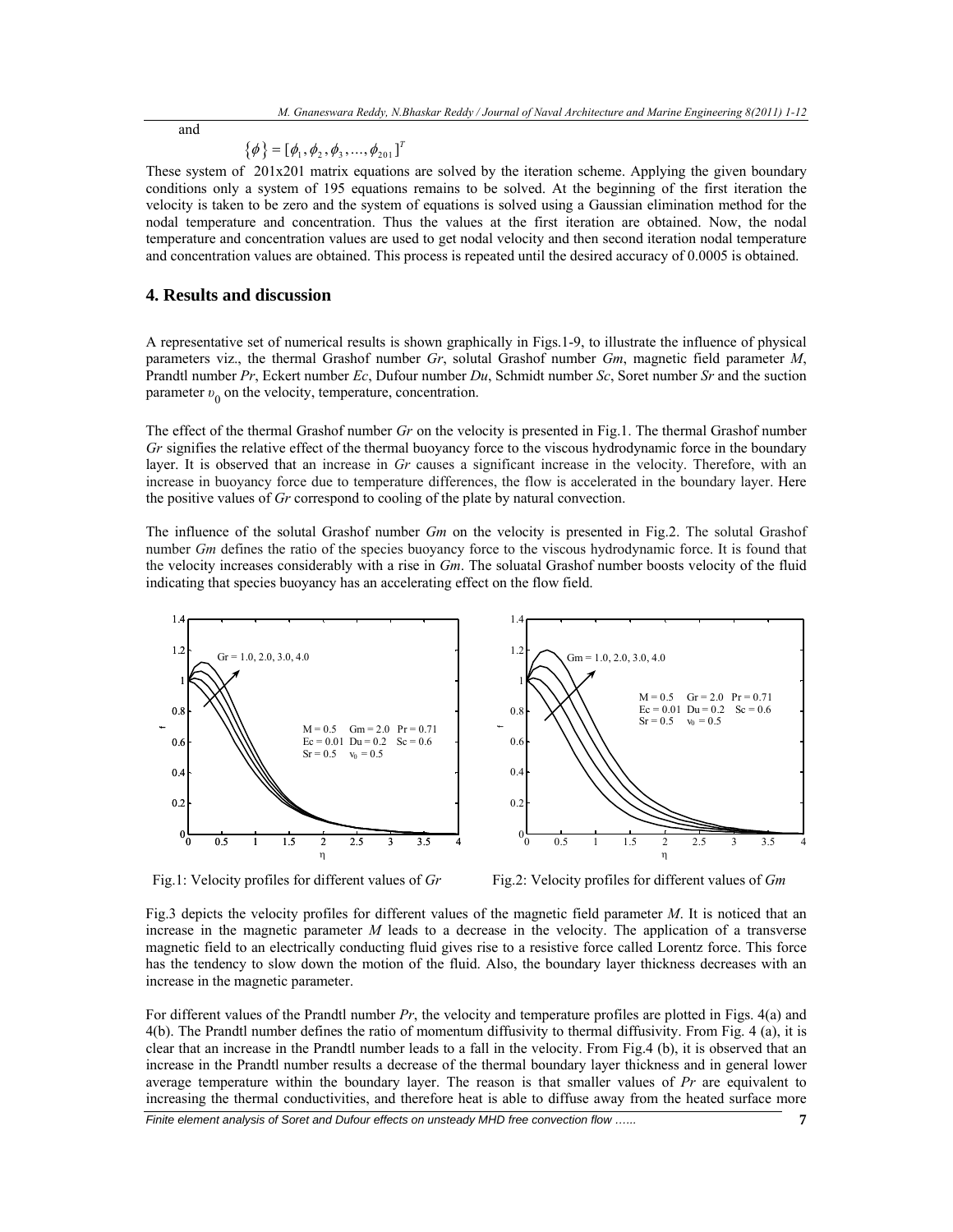and

$$\{\phi\} = [\phi_1, \phi_2, \phi_3, ..., \phi_{201}]^T$$

These system of 201x201 matrix equations are solved by the iteration scheme. Applying the given boundary conditions only a system of 195 equations remains to be solved. At the beginning of the first iteration the velocity is taken to be zero and the system of equations is solved using a Gaussian elimination method for the nodal temperature and concentration. Thus the values at the first iteration are obtained. Now, the nodal temperature and concentration values are used to get nodal velocity and then second iteration nodal temperature and concentration values are obtained. This process is repeated until the desired accuracy of 0.0005 is obtained.

## 4. Results and discussion

A representative set of numerical results is shown graphically in Figs.1-9, to illustrate the influence of physical parameters viz., the thermal Grashof number *Gr*, solutal Grashof number *Gm*, magnetic field parameter *M*, Prandtl number *Pr*, Eckert number *Ec*, Dufour number *Du*, Schmidt number *Sc*, Soret number *Sr* and the suction parameter $\upsilon_0$ on the velocity, temperature, concentration.

The effect of the thermal Grashof number *Gr* on the velocity is presented in Fig.1. The thermal Grashof number *Gr* signifies the relative effect of the thermal buoyancy force to the viscous hydrodynamic force in the boundary layer. It is observed that an increase in *Gr* causes a significant increase in the velocity. Therefore, with an increase in buoyancy force due to temperature differences, the flow is accelerated in the boundary layer. Here the positive values of *Gr* correspond to cooling of the plate by natural convection.

The influence of the solutal Grashof number *Gm* on the velocity is presented in Fig.2. The solutal Grashof number *Gm* defines the ratio of the species buoyancy force to the viscous hydrodynamic force. It is found that the velocity increases considerably with a rise in *Gm*. The soluatal Grashof number boosts velocity of the fluid indicating that species buoyancy has an accelerating effect on the flow field.

Fig.1: Velocity profiles for different values of *Gr*

Fig.2: Velocity profiles for different values of *Gm*

Fig.3 depicts the velocity profiles for different values of the magnetic field parameter *M*. It is noticed that an increase in the magnetic parameter *M* leads to a decrease in the velocity. The application of a transverse magnetic field to an electrically conducting fluid gives rise to a resistive force called Lorentz force. This force has the tendency to slow down the motion of the fluid. Also, the boundary layer thickness decreases with an increase in the magnetic parameter.

For different values of the Prandtl number *Pr*, the velocity and temperature profiles are plotted in Figs. 4(a) and 4(b). The Prandtl number defines the ratio of momentum diffusivity to thermal diffusivity. From Fig. 4 (a), it is clear that an increase in the Prandtl number leads to a fall in the velocity. From Fig.4 (b), it is observed that an increase in the Prandtl number results a decrease of the thermal boundary layer thickness and in general lower average temperature within the boundary layer. The reason is that smaller values of *Pr* are equivalent to increasing the thermal conductivities, and therefore heat is able to diffuse away from the heated surface more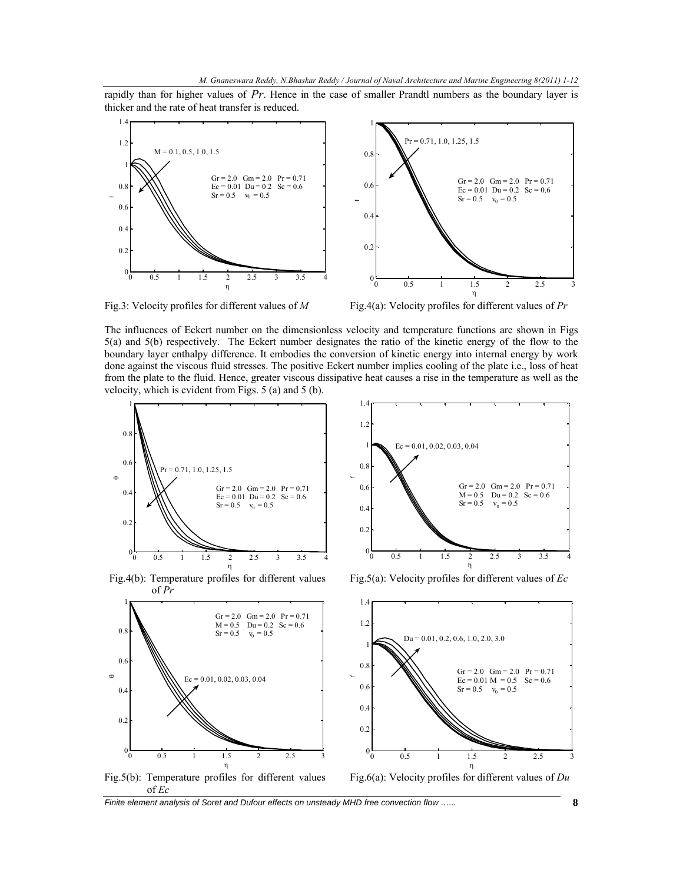rapidly than for higher values of $Pr$. Hence in the case of smaller Prandtl numbers as the boundary layer is thicker and the rate of heat transfer is reduced.

Fig.3: Velocity profiles for different values of $M$

Fig.4(a): Velocity profiles for different values of $Pr$

The influences of Eckert number on the dimensionless velocity and temperature functions are shown in Figs 5(a) and 5(b) respectively. The Eckert number designates the ratio of the kinetic energy of the flow to the boundary layer enthalpy difference. It embodies the conversion of kinetic energy into internal energy by work done against the viscous fluid stresses. The positive Eckert number implies cooling of the plate i.e., loss of heat from the plate to the fluid. Hence, greater viscous dissipative heat causes a rise in the temperature as well as the velocity, which is evident from Figs. 5 (a) and 5 (b).

Fig.4(b): Temperature profiles for different values of $Pr$

Fig.5(a): Velocity profiles for different values of $Ec$

Fig.5(b): Temperature profiles for different values of $Ec$

Fig.6(a): Velocity profiles for different values of $Du$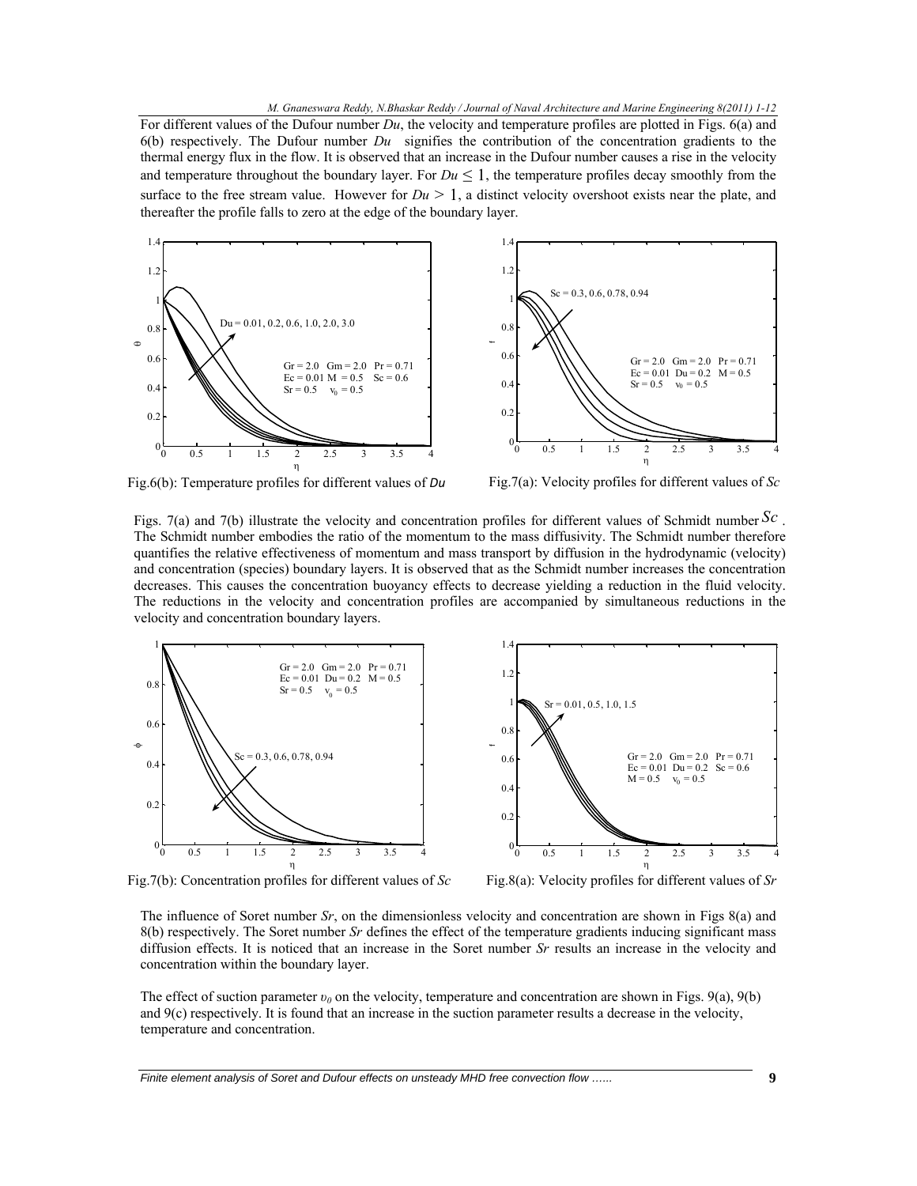For different values of the Dufour number *Du*, the velocity and temperature profiles are plotted in Figs. 6(a) and 6(b) respectively. The Dufour number *Du* signifies the contribution of the concentration gradients to the thermal energy flux in the flow. It is observed that an increase in the Dufour number causes a rise in the velocity and temperature throughout the boundary layer. For $Du \leq 1$, the temperature profiles decay smoothly from the surface to the free stream value. However for $Du > 1$, a distinct velocity overshoot exists near the plate, and thereafter the profile falls to zero at the edge of the boundary layer.

Fig.6(b): Temperature profiles for different values of *Du*

Fig.7(a): Velocity profiles for different values of *Sc*

Figs. 7(a) and 7(b) illustrate the velocity and concentration profiles for different values of Schmidt number $Sc$. The Schmidt number embodies the ratio of the momentum to the mass diffusivity. The Schmidt number therefore quantifies the relative effectiveness of momentum and mass transport by diffusion in the hydrodynamic (velocity) and concentration (species) boundary layers. It is observed that as the Schmidt number increases the concentration decreases. This causes the concentration buoyancy effects to decrease yielding a reduction in the fluid velocity. The reductions in the velocity and concentration profiles are accompanied by simultaneous reductions in the velocity and concentration boundary layers.

Fig.7(b): Concentration profiles for different values of *Sc*

Fig.8(a): Velocity profiles for different values of *Sr*

The influence of Soret number *Sr*, on the dimensionless velocity and concentration are shown in Figs 8(a) and 8(b) respectively. The Soret number *Sr* defines the effect of the temperature gradients inducing significant mass diffusion effects. It is noticed that an increase in the Soret number *Sr* results an increase in the velocity and concentration within the boundary layer.

The effect of suction parameter $\upsilon_0$ on the velocity, temperature and concentration are shown in Figs. 9(a), 9(b) and 9(c) respectively. It is found that an increase in the suction parameter results a decrease in the velocity, temperature and concentration.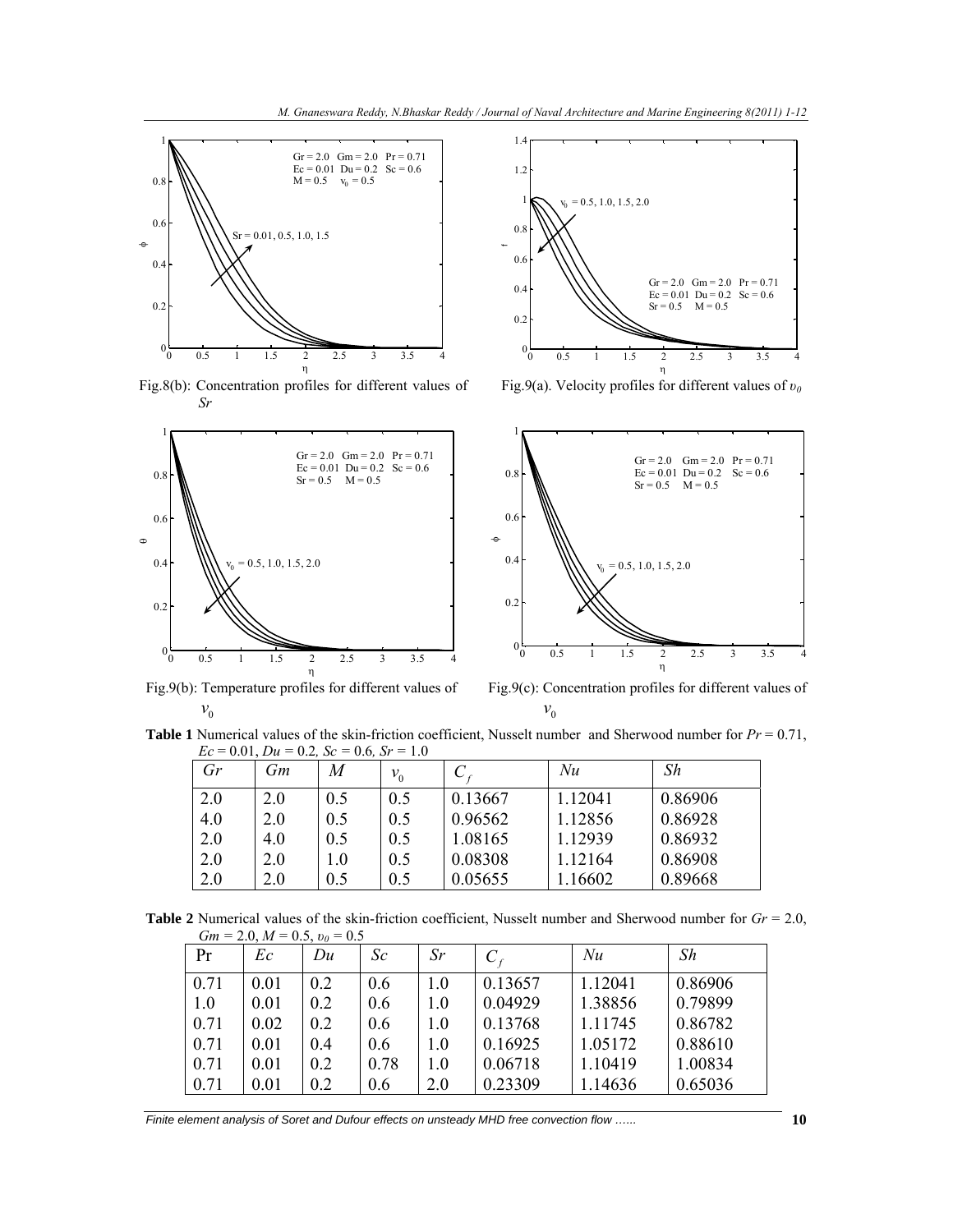Fig.8(b): Concentration profiles for different values of *Sr*

Fig.9(a). Velocity profiles for different values of $\upsilon_0$

Fig.9(b): Temperature profiles for different values of $v_0$

Fig.9(c): Concentration profiles for different values of $v_0$

**Table 1** Numerical values of the skin-friction coefficient, Nusselt number and Sherwood number for $Pr = 0.71$, $Ec = 0.01$, $Du = 0.2$, $Sc = 0.6$, $Sr = 1.0$

| $Gr$ | $Gm$ | $M$ | $v_0$ | $C_f$ | $Nu$ | $Sh$ |
|---|---|---|---|---|---|---|
| 2.0 | 2.0 | 0.5 | 0.5 | 0.13667 | 1.12041 | 0.86906 |
| 4.0 | 2.0 | 0.5 | 0.5 | 0.96562 | 1.12856 | 0.86928 |
| 2.0 | 4.0 | 0.5 | 0.5 | 1.08165 | 1.12939 | 0.86932 |
| 2.0 | 2.0 | 1.0 | 0.5 | 0.08308 | 1.12164 | 0.86908 |
| 2.0 | 2.0 | 0.5 | 0.5 | 0.05655 | 1.16602 | 0.89668 |

**Table 2** Numerical values of the skin-friction coefficient, Nusselt number and Sherwood number for $Gr = 2.0$, $Gm = 2.0$, $M = 0.5$, $\upsilon_0 = 0.5$

| Pr | $Ec$ | $Du$ | $Sc$ | $Sr$ | $C_f$ | $Nu$ | $Sh$ |
|---|---|---|---|---|---|---|---|
| 0.71 | 0.01 | 0.2 | 0.6 | 1.0 | 0.13657 | 1.12041 | 0.86906 |
| 1.0 | 0.01 | 0.2 | 0.6 | 1.0 | 0.04929 | 1.38856 | 0.79899 |
| 0.71 | 0.02 | 0.2 | 0.6 | 1.0 | 0.13768 | 1.11745 | 0.86782 |
| 0.71 | 0.01 | 0.4 | 0.6 | 1.0 | 0.16925 | 1.05172 | 0.88610 |
| 0.71 | 0.01 | 0.2 | 0.78 | 1.0 | 0.06718 | 1.10419 | 1.00834 |
| 0.71 | 0.01 | 0.2 | 0.6 | 2.0 | 0.23309 | 1.14636 | 0.65036 |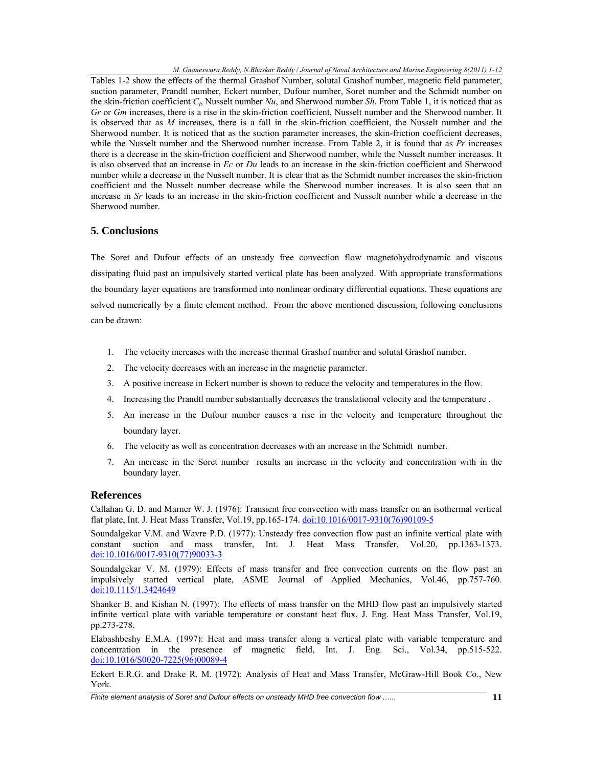Tables 1-2 show the effects of the thermal Grashof Number, solutal Grashof number, magnetic field parameter, suction parameter, Prandtl number, Eckert number, Dufour number, Soret number and the Schmidt number on the skin-friction coefficient $C_f$, Nusselt number $Nu$, and Sherwood number $Sh$. From Table 1, it is noticed that as $Gr$ or $Gm$ increases, there is a rise in the skin-friction coefficient, Nusselt number and the Sherwood number. It is observed that as $M$ increases, there is a fall in the skin-friction coefficient, the Nusselt number and the Sherwood number. It is noticed that as the suction parameter increases, the skin-friction coefficient decreases, while the Nusselt number and the Sherwood number increase. From Table 2, it is found that as $Pr$ increases there is a decrease in the skin-friction coefficient and Sherwood number, while the Nusselt number increases. It is also observed that an increase in $Ec$ or $Du$ leads to an increase in the skin-friction coefficient and Sherwood number while a decrease in the Nusselt number. It is clear that as the Schmidt number increases the skin-friction coefficient and the Nusselt number decrease while the Sherwood number increases. It is also seen that an increase in $Sr$ leads to an increase in the skin-friction coefficient and Nusselt number while a decrease in the Sherwood number.

## 5. Conclusions

The Soret and Dufour effects of an unsteady free convection flow magnetohydrodynamic and viscous dissipating fluid past an impulsively started vertical plate has been analyzed. With appropriate transformations the boundary layer equations are transformed into nonlinear ordinary differential equations. These equations are solved numerically by a finite element method. From the above mentioned discussion, following conclusions can be drawn:

1. The velocity increases with the increase thermal Grashof number and solutal Grashof number.
2. The velocity decreases with an increase in the magnetic parameter.
3. A positive increase in Eckert number is shown to reduce the velocity and temperatures in the flow.
4. Increasing the Prandtl number substantially decreases the translational velocity and the temperature .
5. An increase in the Dufour number causes a rise in the velocity and temperature throughout the boundary layer.
6. The velocity as well as concentration decreases with an increase in the Schmidt number.
7. An increase in the Soret number results an increase in the velocity and concentration with in the boundary layer.

## References

Callahan G. D. and Marner W. J. (1976): Transient free convection with mass transfer on an isothermal vertical flat plate, Int. J. Heat Mass Transfer, Vol.19, pp.165-174. doi:10.1016/0017-9310(76)90109-5

Soundalgekar V.M. and Wavre P.D. (1977): Unsteady free convection flow past an infinite vertical plate with constant suction and mass transfer, Int. J. Heat Mass Transfer, Vol.20, pp.1363-1373. doi:10.1016/0017-9310(77)90033-3

Soundalgekar V. M. (1979): Effects of mass transfer and free convection currents on the flow past an impulsively started vertical plate, ASME Journal of Applied Mechanics, Vol.46, pp.757-760. doi:10.1115/1.3424649

Shanker B. and Kishan N. (1997): The effects of mass transfer on the MHD flow past an impulsively started infinite vertical plate with variable temperature or constant heat flux, J. Eng. Heat Mass Transfer, Vol.19, pp.273-278.

Elabashbeshy E.M.A. (1997): Heat and mass transfer along a vertical plate with variable temperature and concentration in the presence of magnetic field, Int. J. Eng. Sci., Vol.34, pp.515-522. doi:10.1016/S0020-7225(96)00089-4

Eckert E.R.G. and Drake R. M. (1972): Analysis of Heat and Mass Transfer, McGraw-Hill Book Co., New York.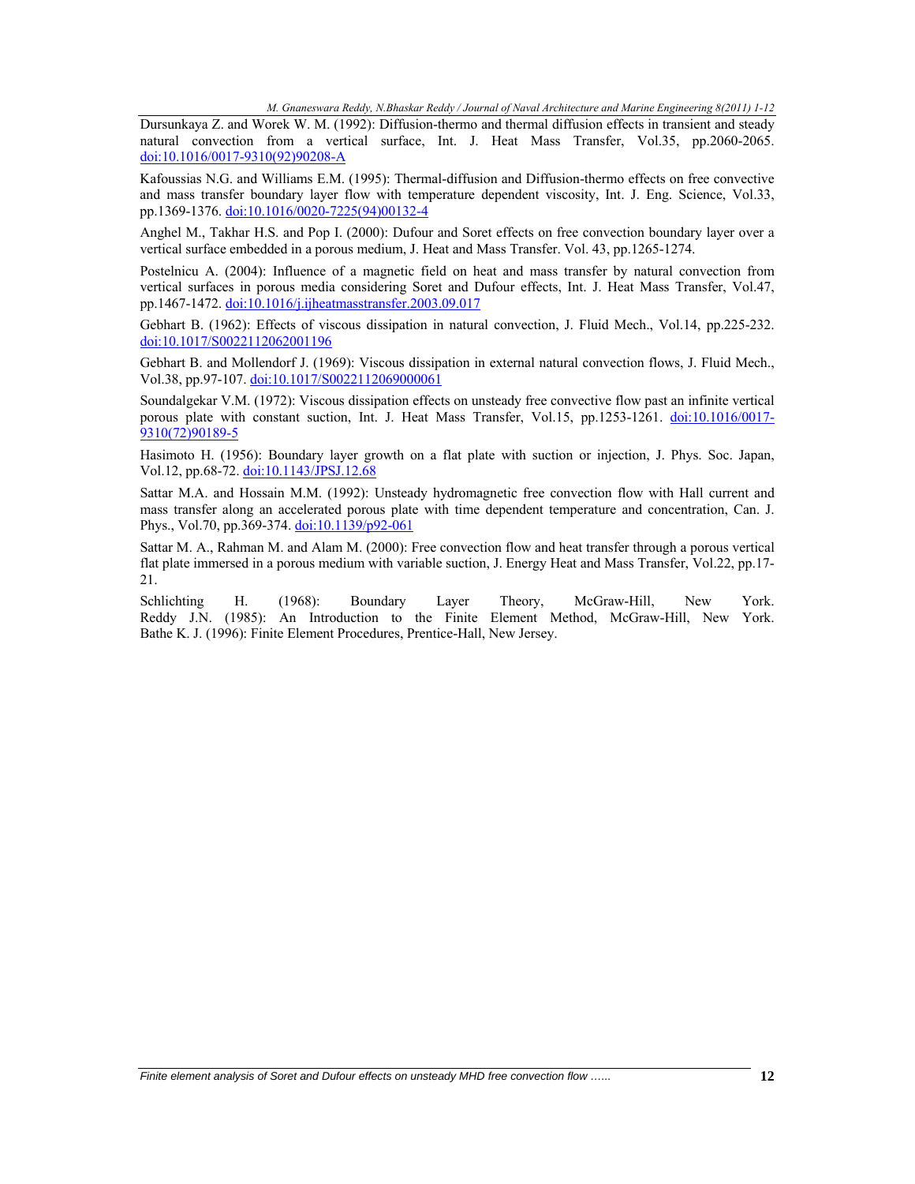Dursunkaya Z. and Worek W. M. (1992): Diffusion-thermo and thermal diffusion effects in transient and steady natural convection from a vertical surface, Int. J. Heat Mass Transfer, Vol.35, pp.2060-2065. doi:10.1016/0017-9310(92)90208-A

Kafoussias N.G. and Williams E.M. (1995): Thermal-diffusion and Diffusion-thermo effects on free convective and mass transfer boundary layer flow with temperature dependent viscosity, Int. J. Eng. Science, Vol.33, pp.1369-1376. doi:10.1016/0020-7225(94)00132-4

Anghel M., Takhar H.S. and Pop I. (2000): Dufour and Soret effects on free convection boundary layer over a vertical surface embedded in a porous medium, J. Heat and Mass Transfer. Vol. 43, pp.1265-1274.

Postelnicu A. (2004): Influence of a magnetic field on heat and mass transfer by natural convection from vertical surfaces in porous media considering Soret and Dufour effects, Int. J. Heat Mass Transfer, Vol.47, pp.1467-1472. doi:10.1016/j.ijheatmasstransfer.2003.09.017

Gebhart B. (1962): Effects of viscous dissipation in natural convection, J. Fluid Mech., Vol.14, pp.225-232. doi:10.1017/S0022112062001196

Gebhart B. and Mollendorf J. (1969): Viscous dissipation in external natural convection flows, J. Fluid Mech., Vol.38, pp.97-107. doi:10.1017/S0022112069000061

Soundalgekar V.M. (1972): Viscous dissipation effects on unsteady free convective flow past an infinite vertical porous plate with constant suction, Int. J. Heat Mass Transfer, Vol.15, pp.1253-1261. doi:10.1016/0017-9310(72)90189-5

Hasimoto H. (1956): Boundary layer growth on a flat plate with suction or injection, J. Phys. Soc. Japan, Vol.12, pp.68-72. doi:10.1143/JPSJ.12.68

Sattar M.A. and Hossain M.M. (1992): Unsteady hydromagnetic free convection flow with Hall current and mass transfer along an accelerated porous plate with time dependent temperature and concentration, Can. J. Phys., Vol.70, pp.369-374. doi:10.1139/p92-061

Sattar M. A., Rahman M. and Alam M. (2000): Free convection flow and heat transfer through a porous vertical flat plate immersed in a porous medium with variable suction, J. Energy Heat and Mass Transfer, Vol.22, pp.17-21.

Schlichting H. (1968): Boundary Layer Theory, McGraw-Hill, New York.

Reddy J.N. (1985): An Introduction to the Finite Element Method, McGraw-Hill, New York.

Bathe K. J. (1996): Finite Element Procedures, Prentice-Hall, New Jersey.